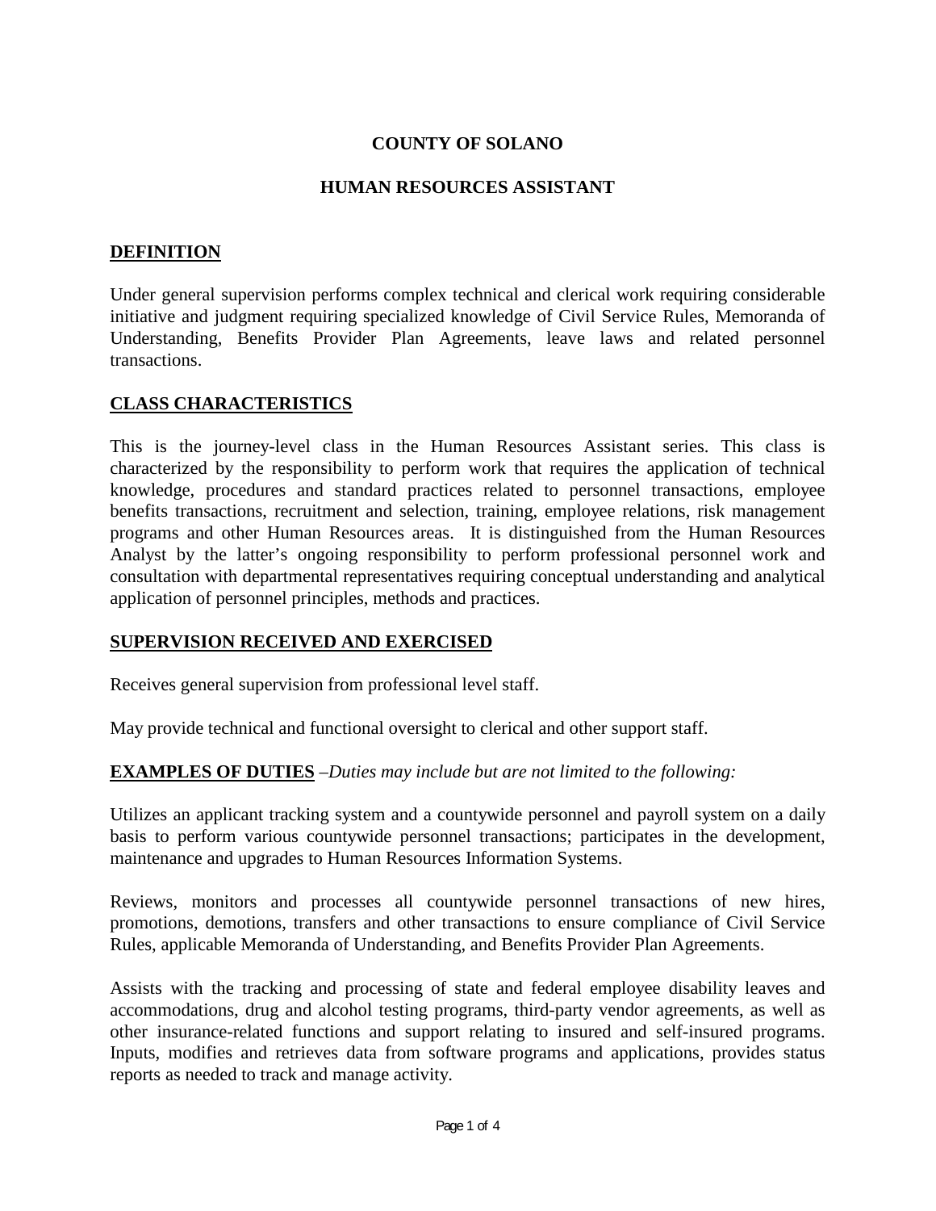# COUNTY OF SOLANO

## HUMAN RESOURCES ASSISTANT

### DEFINITION

Under general supervision performs complex technical and clerical work requiring considerable initiative and judgment requiring specialized knowledge of Civil Service Rules, Memoranda of Understanding, Benefits Provider Plan Agreements, leave laws and related personnel transactions.

### CLASS CHARACTERISTICS

This is the journey-level class in the Human Resources Assistant series. This class is characterized by the responsibility to perform work that requires the application of technical knowledge, procedures and standard practices related to personnel transactions, employee benefits transactions, recruitment and selection, training, employee relations, risk management programs and other Human Resources areas. It is distinguished from the Human Resources Analyst by the latter's ongoing responsibility to perform professional personnel work and consultation with departmental representatives requiring conceptual understanding and analytical application of personnel principles, methods and practices.

### SUPERVISION RECEIVED AND EXERCISED

Receives general supervision from professional level staff.

May provide technical and functional oversight to clerical and other support staff.

### EXAMPLES OF DUTIES –*Duties may include but are not limited to the following:*

Utilizes an applicant tracking system and a countywide personnel and payroll system on a daily basis to perform various countywide personnel transactions; participates in the development, maintenance and upgrades to Human Resources Information Systems.

Reviews, monitors and processes all countywide personnel transactions of new hires, promotions, demotions, transfers and other transactions to ensure compliance of Civil Service Rules, applicable Memoranda of Understanding, and Benefits Provider Plan Agreements.

Assists with the tracking and processing of state and federal employee disability leaves and accommodations, drug and alcohol testing programs, third-party vendor agreements, as well as other insurance-related functions and support relating to insured and self-insured programs. Inputs, modifies and retrieves data from software programs and applications, provides status reports as needed to track and manage activity.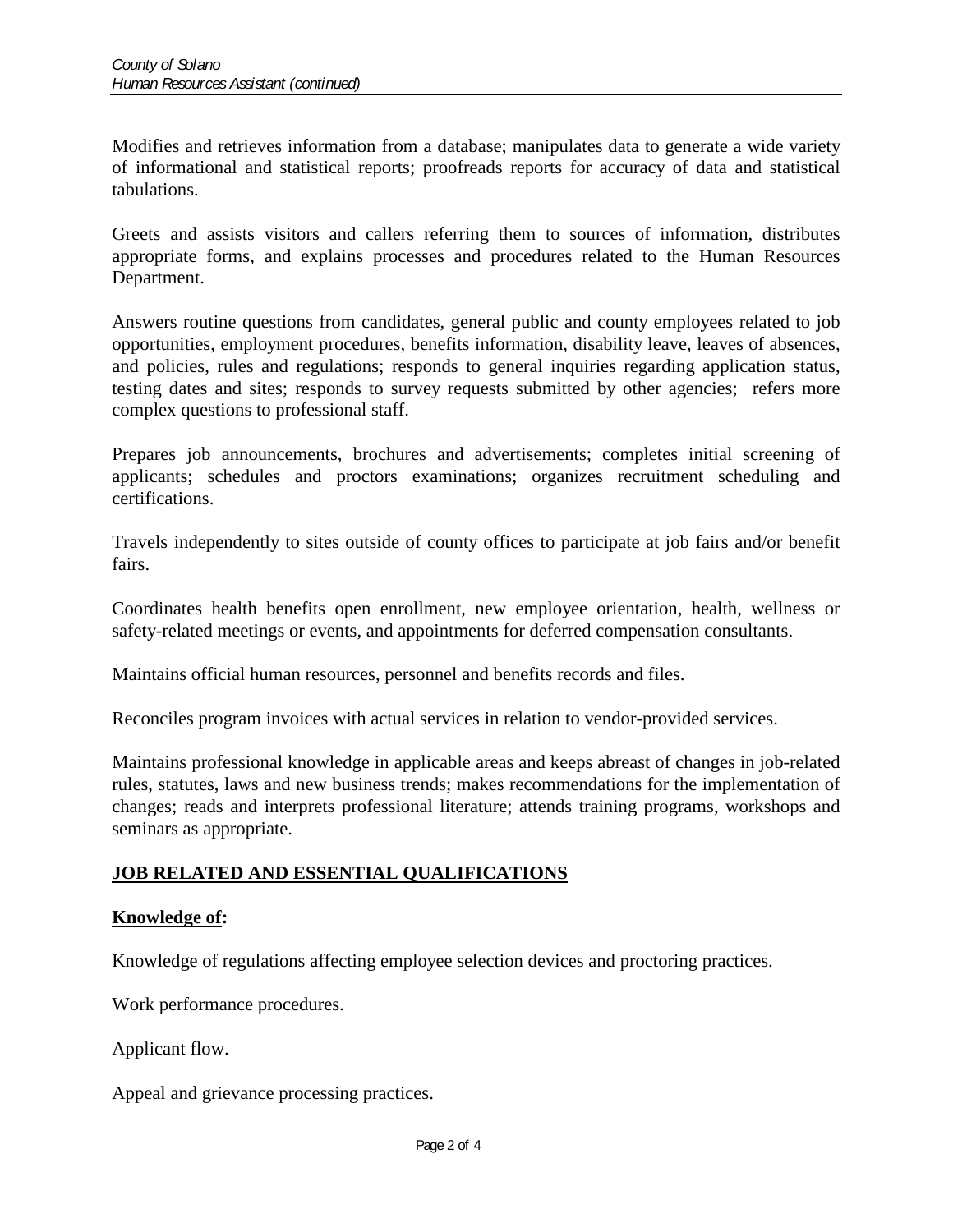Modifies and retrieves information from a database; manipulates data to generate a wide variety of informational and statistical reports; proofreads reports for accuracy of data and statistical tabulations.

Greets and assists visitors and callers referring them to sources of information, distributes appropriate forms, and explains processes and procedures related to the Human Resources Department.

Answers routine questions from candidates, general public and county employees related to job opportunities, employment procedures, benefits information, disability leave, leaves of absences, and policies, rules and regulations; responds to general inquiries regarding application status, testing dates and sites; responds to survey requests submitted by other agencies; refers more complex questions to professional staff.

Prepares job announcements, brochures and advertisements; completes initial screening of applicants; schedules and proctors examinations; organizes recruitment scheduling and certifications.

Travels independently to sites outside of county offices to participate at job fairs and/or benefit fairs.

Coordinates health benefits open enrollment, new employee orientation, health, wellness or safety-related meetings or events, and appointments for deferred compensation consultants.

Maintains official human resources, personnel and benefits records and files.

Reconciles program invoices with actual services in relation to vendor-provided services.

Maintains professional knowledge in applicable areas and keeps abreast of changes in job-related rules, statutes, laws and new business trends; makes recommendations for the implementation of changes; reads and interprets professional literature; attends training programs, workshops and seminars as appropriate.

## JOB RELATED AND ESSENTIAL QUALIFICATIONS

**Knowledge of:**

Knowledge of regulations affecting employee selection devices and proctoring practices.

Work performance procedures.

Applicant flow.

Appeal and grievance processing practices.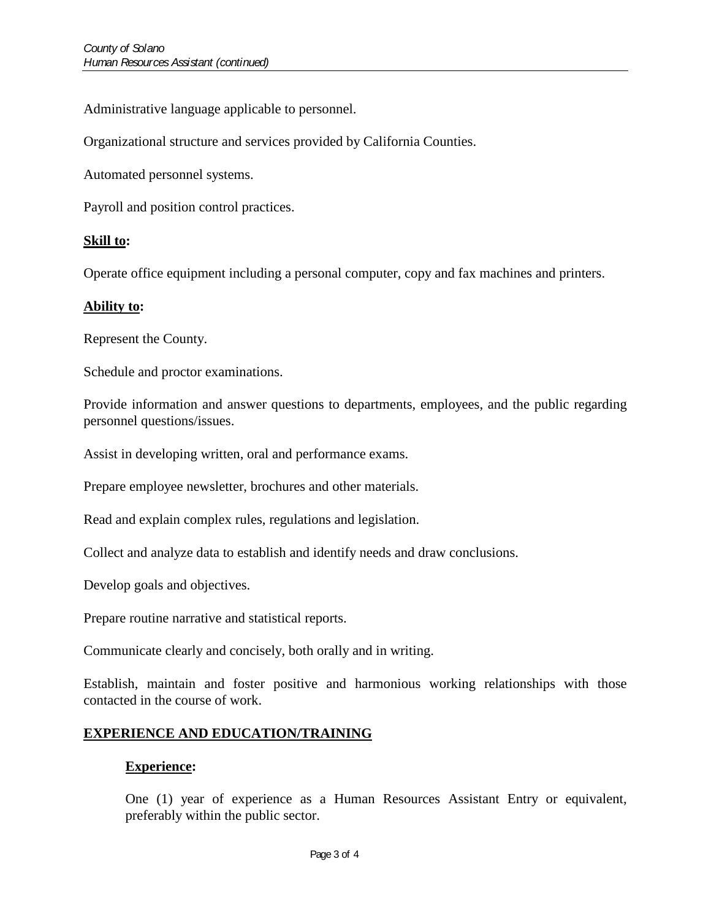Administrative language applicable to personnel.

Organizational structure and services provided by California Counties.

Automated personnel systems.

Payroll and position control practices.

**Skill to:**

Operate office equipment including a personal computer, copy and fax machines and printers.

**Ability to:**

Represent the County.

Schedule and proctor examinations.

Provide information and answer questions to departments, employees, and the public regarding personnel questions/issues.

Assist in developing written, oral and performance exams.

Prepare employee newsletter, brochures and other materials.

Read and explain complex rules, regulations and legislation.

Collect and analyze data to establish and identify needs and draw conclusions.

Develop goals and objectives.

Prepare routine narrative and statistical reports.

Communicate clearly and concisely, both orally and in writing.

Establish, maintain and foster positive and harmonious working relationships with those contacted in the course of work.

## EXPERIENCE AND EDUCATION/TRAINING

**Experience:**

One (1) year of experience as a Human Resources Assistant Entry or equivalent, preferably within the public sector.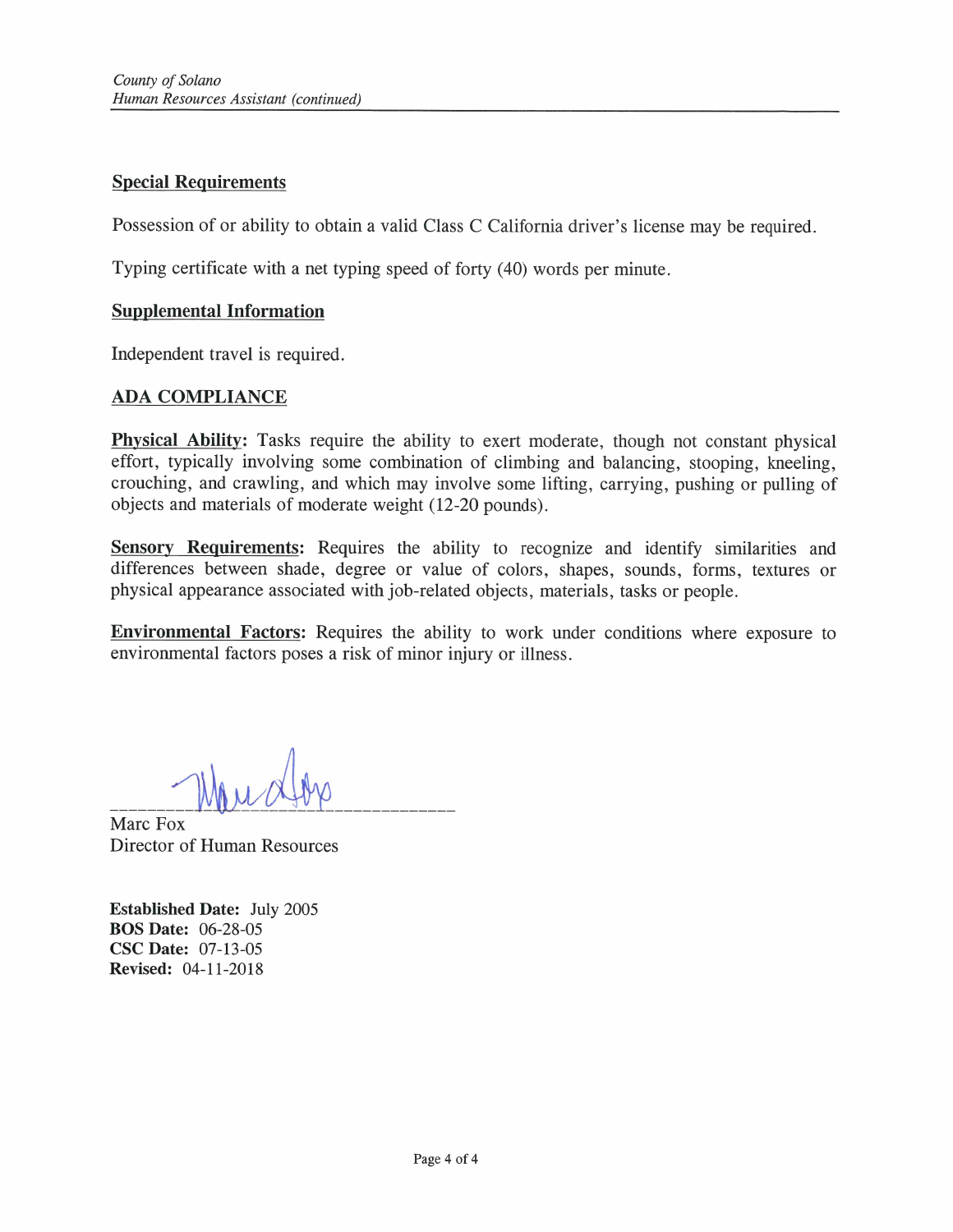## Special Requirements

Possession of or ability to obtain a valid Class C California driver's license may be required.

Typing certificate with a net typing speed of forty (40) words per minute.

## Supplemental Information

Independent travel is required.

## ADA COMPLIANCE

**Physical Ability:** Tasks require the ability to exert moderate, though not constant physical effort, typically involving some combination of climbing and balancing, stooping, kneeling, crouching, and crawling, and which may involve some lifting, carrying, pushing or pulling of objects and materials of moderate weight (12-20 pounds).

**Sensory Requirements:** Requires the ability to recognize and identify similarities and differences between shade, degree or value of colors, shapes, sounds, forms, textures or physical appearance associated with job-related objects, materials, tasks or people.

**Environmental Factors:** Requires the ability to work under conditions where exposure to environmental factors poses a risk of minor injury or illness.

Marc Fox
Director of Human Resources

**Established Date:** July 2005
**BOS Date:** 06-28-05
**CSC Date:** 07-13-05
**Revised:** 04-11-2018